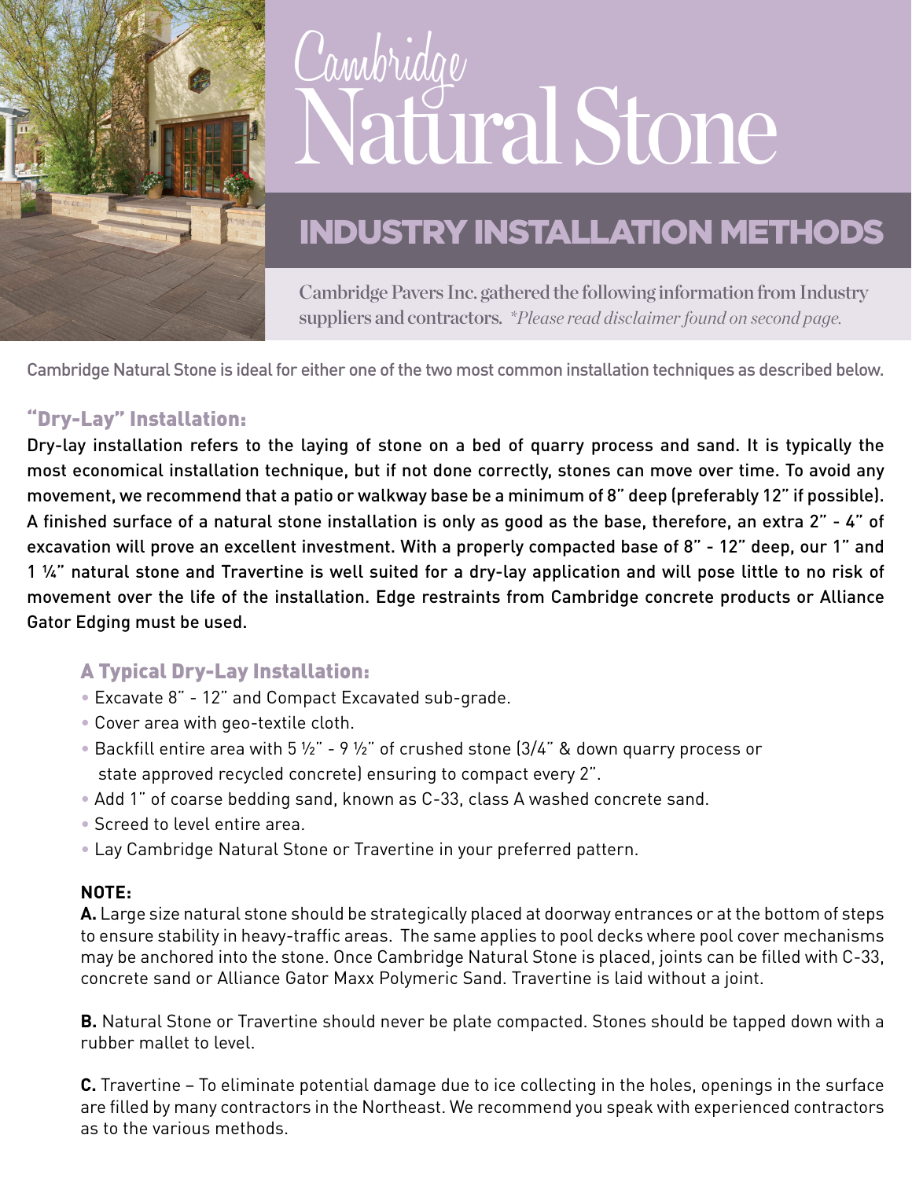# Cambridge Natural Stone

## INDUSTRY INSTALLATION METHODS

Cambridge Pavers Inc. gathered the following information from Industry suppliers and contractors. *\*Please read disclaimer found on second page.*

Cambridge Natural Stone is ideal for either one of the two most common installation techniques as described below.

### "Dry-Lay" Installation:

Dry-lay installation refers to the laying of stone on a bed of quarry process and sand. It is typically the most economical installation technique, but if not done correctly, stones can move over time. To avoid any movement, we recommend that a patio or walkway base be a minimum of 8" deep (preferably 12" if possible). A finished surface of a natural stone installation is only as good as the base, therefore, an extra 2" - 4" of excavation will prove an excellent investment. With a properly compacted base of 8" - 12" deep, our 1" and 1 ¼" natural stone and Travertine is well suited for a dry-lay application and will pose little to no risk of movement over the life of the installation. Edge restraints from Cambridge concrete products or Alliance Gator Edging must be used.

#### A Typical Dry-Lay Installation:

- Excavate 8" - 12" and Compact Excavated sub-grade.
- Cover area with geo-textile cloth.
- Backfill entire area with 5 ½" - 9 ½" of crushed stone (3/4" & down quarry process or state approved recycled concrete) ensuring to compact every 2".
- Add 1" of coarse bedding sand, known as C-33, class A washed concrete sand.
- Screed to level entire area.
- Lay Cambridge Natural Stone or Travertine in your preferred pattern.

**NOTE:**

**A.** Large size natural stone should be strategically placed at doorway entrances or at the bottom of steps to ensure stability in heavy-traffic areas. The same applies to pool decks where pool cover mechanisms may be anchored into the stone. Once Cambridge Natural Stone is placed, joints can be filled with C-33, concrete sand or Alliance Gator Maxx Polymeric Sand. Travertine is laid without a joint.

**B.** Natural Stone or Travertine should never be plate compacted. Stones should be tapped down with a rubber mallet to level.

**C.** Travertine – To eliminate potential damage due to ice collecting in the holes, openings in the surface are filled by many contractors in the Northeast. We recommend you speak with experienced contractors as to the various methods.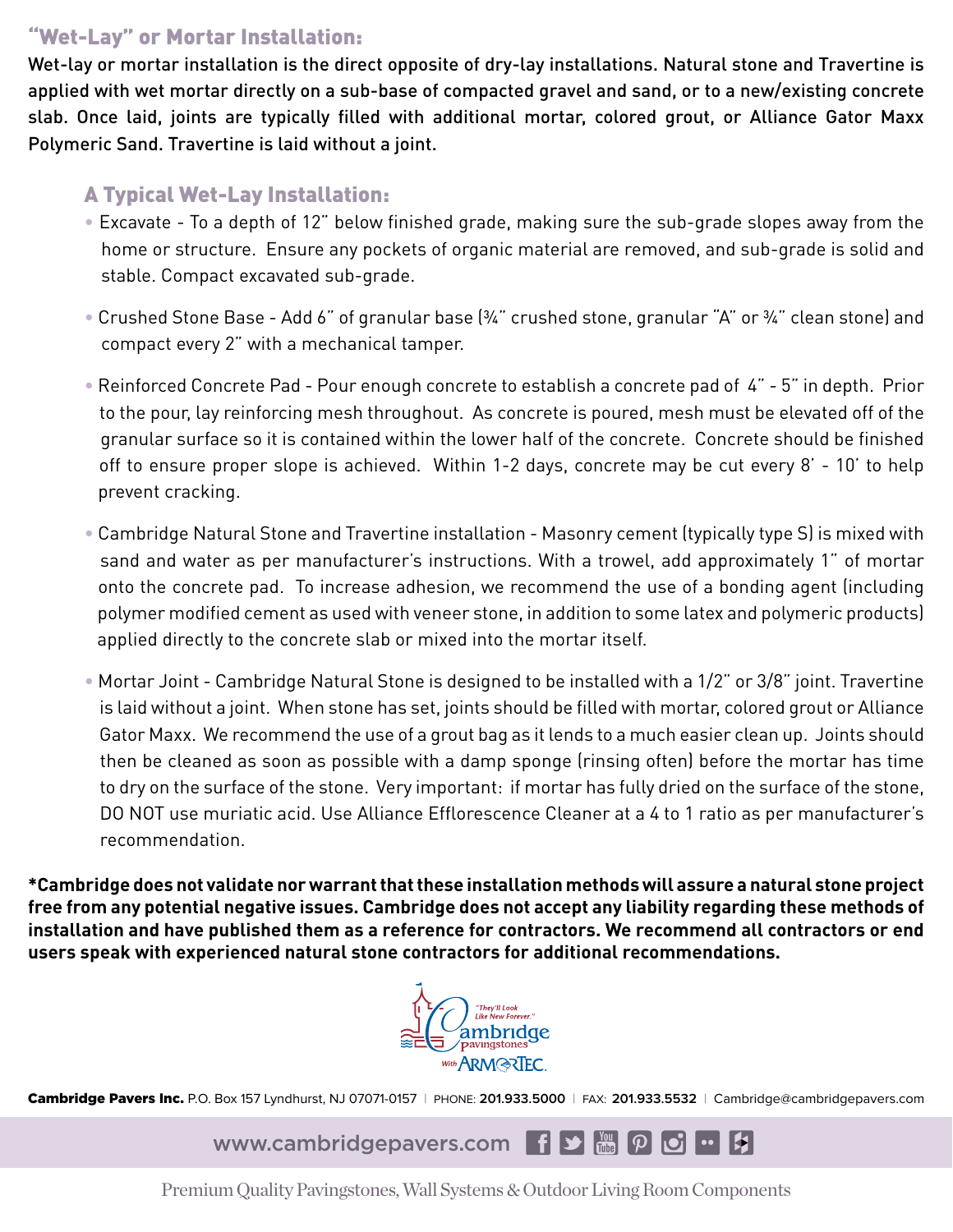## "Wet-Lay" or Mortar Installation:

Wet-lay or mortar installation is the direct opposite of dry-lay installations. Natural stone and Travertine is applied with wet mortar directly on a sub-base of compacted gravel and sand, or to a new/existing concrete slab. Once laid, joints are typically filled with additional mortar, colored grout, or Alliance Gator Maxx Polymeric Sand. Travertine is laid without a joint.

### A Typical Wet-Lay Installation:

- Excavate - To a depth of 12" below finished grade, making sure the sub-grade slopes away from the home or structure. Ensure any pockets of organic material are removed, and sub-grade is solid and stable. Compact excavated sub-grade.
- Crushed Stone Base - Add 6" of granular base (¾" crushed stone, granular "A" or ¾" clean stone) and compact every 2" with a mechanical tamper.
- Reinforced Concrete Pad - Pour enough concrete to establish a concrete pad of 4" - 5" in depth. Prior to the pour, lay reinforcing mesh throughout. As concrete is poured, mesh must be elevated off of the granular surface so it is contained within the lower half of the concrete. Concrete should be finished off to ensure proper slope is achieved. Within 1-2 days, concrete may be cut every 8' - 10' to help prevent cracking.
- Cambridge Natural Stone and Travertine installation - Masonry cement (typically type S) is mixed with sand and water as per manufacturer's instructions. With a trowel, add approximately 1" of mortar onto the concrete pad. To increase adhesion, we recommend the use of a bonding agent (including polymer modified cement as used with veneer stone, in addition to some latex and polymeric products) applied directly to the concrete slab or mixed into the mortar itself.
- Mortar Joint - Cambridge Natural Stone is designed to be installed with a 1/2" or 3/8" joint. Travertine is laid without a joint. When stone has set, joints should be filled with mortar, colored grout or Alliance Gator Maxx. We recommend the use of a grout bag as it lends to a much easier clean up. Joints should then be cleaned as soon as possible with a damp sponge (rinsing often) before the mortar has time to dry on the surface of the stone. Very important: if mortar has fully dried on the surface of the stone, DO NOT use muriatic acid. Use Alliance Efflorescence Cleaner at a 4 to 1 ratio as per manufacturer's recommendation.

**\*Cambridge does not validate nor warrant that these installation methods will assure a natural stone project free from any potential negative issues. Cambridge does not accept any liability regarding these methods of installation and have published them as a reference for contractors. We recommend all contractors or end users speak with experienced natural stone contractors for additional recommendations.**

"They'll Look Like New Forever." Cambridge Pavingstones With ARMORTEC.

**Cambridge Pavers Inc.** P.O. Box 157 Lyndhurst, NJ 07071-0157 | PHONE: **201.933.5000** | FAX: **201.933.5532** | Cambridge@cambridgepavers.com

www.cambridgepavers.com

Premium Quality Pavingstones, Wall Systems & Outdoor Living Room Components